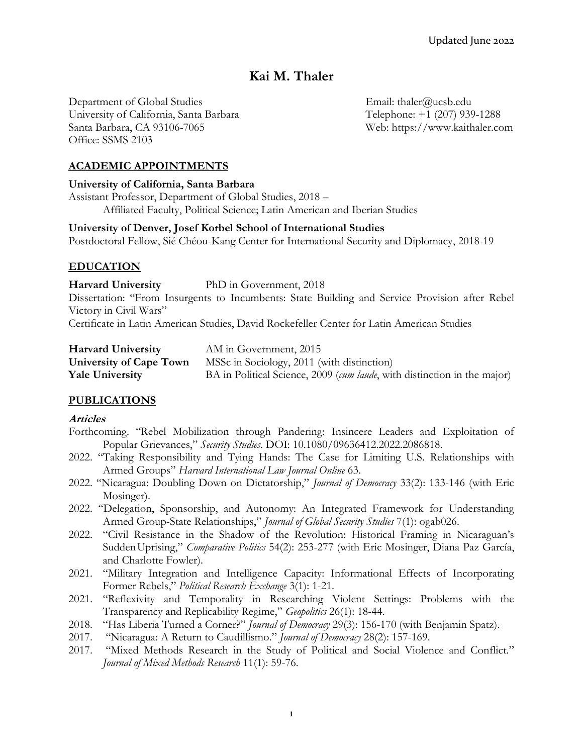Updated June 2022

# Kai M. Thaler

Department of Global Studies
University of California, Santa Barbara
Santa Barbara, CA 93106-7065
Office: SSMS 2103

Email: thaler@ucsb.edu
Telephone: +1 (207) 939-1288
Web: https://www.kaithaler.com

## ACADEMIC APPOINTMENTS

**University of California, Santa Barbara**
Assistant Professor, Department of Global Studies, 2018 –
Affiliated Faculty, Political Science; Latin American and Iberian Studies

**University of Denver, Josef Korbel School of International Studies**
Postdoctoral Fellow, Sié Chéou-Kang Center for International Security and Diplomacy, 2018-19

## EDUCATION

**Harvard University** PhD in Government, 2018
Dissertation: "From Insurgents to Incumbents: State Building and Service Provision after Rebel Victory in Civil Wars"
Certificate in Latin American Studies, David Rockefeller Center for Latin American Studies

**Harvard University** AM in Government, 2015
**University of Cape Town** MSSc in Sociology, 2011 (with distinction)
**Yale University** BA in Political Science, 2009 (*cum laude*, with distinction in the major)

## PUBLICATIONS

### Articles

Forthcoming. "Rebel Mobilization through Pandering: Insincere Leaders and Exploitation of Popular Grievances," *Security Studies*. DOI: 10.1080/09636412.2022.2086818.

2022. "Taking Responsibility and Tying Hands: The Case for Limiting U.S. Relationships with Armed Groups" *Harvard International Law Journal Online* 63.

2022. "Nicaragua: Doubling Down on Dictatorship," *Journal of Democracy* 33(2): 133-146 (with Eric Mosinger).

2022. "Delegation, Sponsorship, and Autonomy: An Integrated Framework for Understanding Armed Group-State Relationships," *Journal of Global Security Studies* 7(1): ogab026.

2022. "Civil Resistance in the Shadow of the Revolution: Historical Framing in Nicaragua's Sudden Uprising," *Comparative Politics* 54(2): 253-277 (with Eric Mosinger, Diana Paz García, and Charlotte Fowler).

2021. "Military Integration and Intelligence Capacity: Informational Effects of Incorporating Former Rebels," *Political Research Exchange* 3(1): 1-21.

2021. "Reflexivity and Temporality in Researching Violent Settings: Problems with the Transparency and Replicability Regime," *Geopolitics* 26(1): 18-44.

2018. "Has Liberia Turned a Corner?" *Journal of Democracy* 29(3): 156-170 (with Benjamin Spatz).

2017. "Nicaragua: A Return to Caudillismo." *Journal of Democracy* 28(2): 157-169.

2017. "Mixed Methods Research in the Study of Political and Social Violence and Conflict." *Journal of Mixed Methods Research* 11(1): 59-76.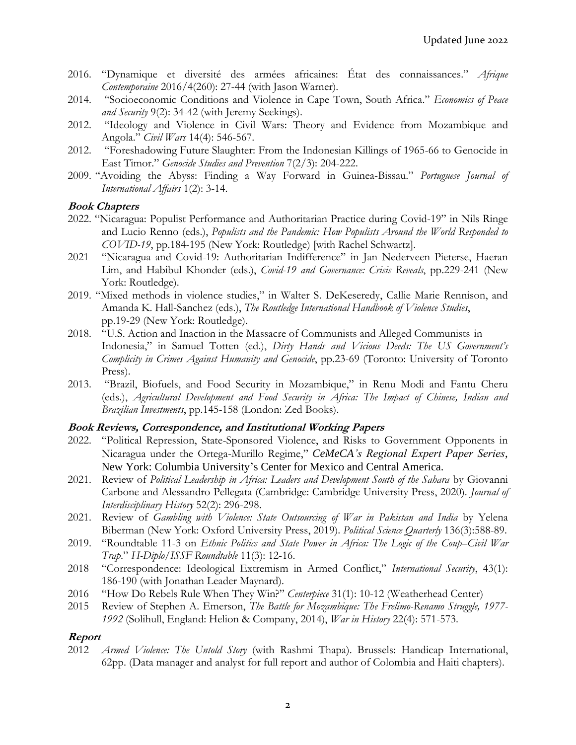- 2016. "Dynamique et diversité des armées africaines: État des connaissances." *Afrique Contemporaine* 2016/4(260): 27-44 (with Jason Warner).
- 2014. "Socioeconomic Conditions and Violence in Cape Town, South Africa." *Economics of Peace and Security* 9(2): 34-42 (with Jeremy Seekings).
- 2012. "Ideology and Violence in Civil Wars: Theory and Evidence from Mozambique and Angola." *Civil Wars* 14(4): 546-567.
- 2012. "Foreshadowing Future Slaughter: From the Indonesian Killings of 1965-66 to Genocide in East Timor." *Genocide Studies and Prevention* 7(2/3): 204-222.
- 2009. "Avoiding the Abyss: Finding a Way Forward in Guinea-Bissau." *Portuguese Journal of International Affairs* 1(2): 3-14.

### Book Chapters

- 2022. "Nicaragua: Populist Performance and Authoritarian Practice during Covid-19" in Nils Ringe and Lucio Renno (eds.), *Populists and the Pandemic: How Populists Around the World Responded to COVID-19*, pp.184-195 (New York: Routledge) [with Rachel Schwartz].
- 2021 "Nicaragua and Covid-19: Authoritarian Indifference" in Jan Nederveen Pieterse, Haeran Lim, and Habibul Khonder (eds.), *Covid-19 and Governance: Crisis Reveals*, pp.229-241 (New York: Routledge).
- 2019. "Mixed methods in violence studies," in Walter S. DeKeseredy, Callie Marie Rennison, and Amanda K. Hall-Sanchez (eds.), *The Routledge International Handbook of Violence Studies*, pp.19-29 (New York: Routledge).
- 2018. "U.S. Action and Inaction in the Massacre of Communists and Alleged Communists in Indonesia," in Samuel Totten (ed.), *Dirty Hands and Vicious Deeds: The US Government's Complicity in Crimes Against Humanity and Genocide*, pp.23-69 (Toronto: University of Toronto Press).
- 2013. "Brazil, Biofuels, and Food Security in Mozambique," in Renu Modi and Fantu Cheru (eds.), *Agricultural Development and Food Security in Africa: The Impact of Chinese, Indian and Brazilian Investments*, pp.145-158 (London: Zed Books).

### Book Reviews, Correspondence, and Institutional Working Papers

- 2022. "Political Repression, State-Sponsored Violence, and Risks to Government Opponents in Nicaragua under the Ortega-Murillo Regime," *CeMeCA's Regional Expert Paper Series*, New York: Columbia University's Center for Mexico and Central America.
- 2021. Review of *Political Leadership in Africa: Leaders and Development South of the Sahara* by Giovanni Carbone and Alessandro Pellegata (Cambridge: Cambridge University Press, 2020). *Journal of Interdisciplinary History* 52(2): 296-298.
- 2021. Review of *Gambling with Violence: State Outsourcing of War in Pakistan and India* by Yelena Biberman (New York: Oxford University Press, 2019). *Political Science Quarterly* 136(3):588-89.
- 2019. "Roundtable 11-3 on *Ethnic Politics and State Power in Africa: The Logic of the Coup–Civil War Trap*." *H-Diplo/ISSF Roundtable* 11(3): 12-16.
- 2018 "Correspondence: Ideological Extremism in Armed Conflict," *International Security*, 43(1): 186-190 (with Jonathan Leader Maynard).
- 2016 "How Do Rebels Rule When They Win?" *Centerpiece* 31(1): 10-12 (Weatherhead Center)
- 2015 Review of Stephen A. Emerson, *The Battle for Mozambique: The Frelimo-Renamo Struggle, 1977-1992* (Solihull, England: Helion & Company, 2014), *War in History* 22(4): 571-573.

### Report

- 2012 *Armed Violence: The Untold Story* (with Rashmi Thapa). Brussels: Handicap International, 62pp. (Data manager and analyst for full report and author of Colombia and Haiti chapters).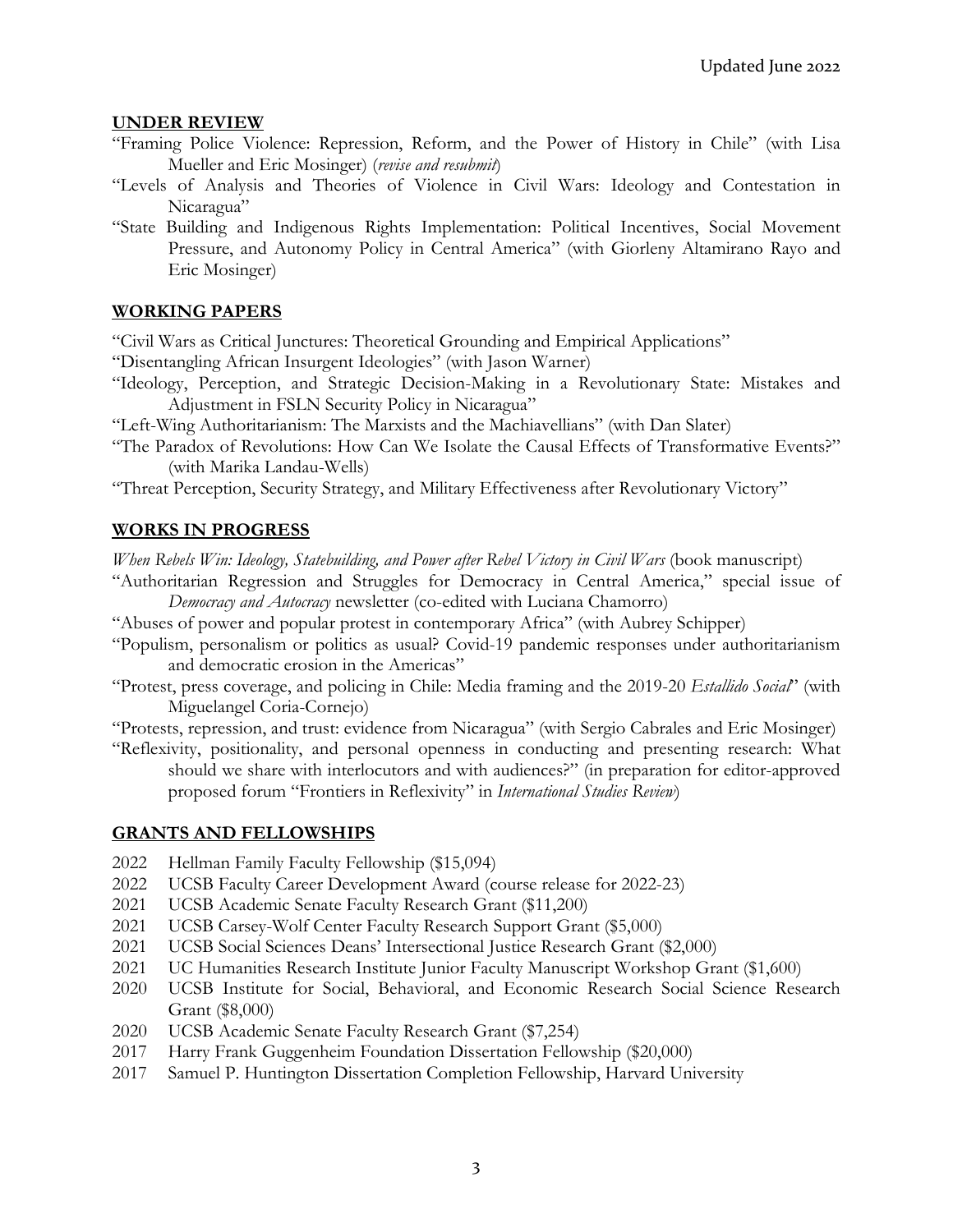## UNDER REVIEW

"Framing Police Violence: Repression, Reform, and the Power of History in Chile" (with Lisa Mueller and Eric Mosinger) (*revise and resubmit*)

"Levels of Analysis and Theories of Violence in Civil Wars: Ideology and Contestation in Nicaragua"

"State Building and Indigenous Rights Implementation: Political Incentives, Social Movement Pressure, and Autonomy Policy in Central America" (with Giorleny Altamirano Rayo and Eric Mosinger)

## WORKING PAPERS

"Civil Wars as Critical Junctures: Theoretical Grounding and Empirical Applications"

"Disentangling African Insurgent Ideologies" (with Jason Warner)

"Ideology, Perception, and Strategic Decision-Making in a Revolutionary State: Mistakes and Adjustment in FSLN Security Policy in Nicaragua"

"Left-Wing Authoritarianism: The Marxists and the Machiavellians" (with Dan Slater)

"The Paradox of Revolutions: How Can We Isolate the Causal Effects of Transformative Events?" (with Marika Landau-Wells)

"Threat Perception, Security Strategy, and Military Effectiveness after Revolutionary Victory"

## WORKS IN PROGRESS

*When Rebels Win: Ideology, Statebuilding, and Power after Rebel Victory in Civil Wars* (book manuscript)

"Authoritarian Regression and Struggles for Democracy in Central America," special issue of *Democracy and Autocracy* newsletter (co-edited with Luciana Chamorro)

"Abuses of power and popular protest in contemporary Africa" (with Aubrey Schipper)

"Populism, personalism or politics as usual? Covid-19 pandemic responses under authoritarianism and democratic erosion in the Americas"

"Protest, press coverage, and policing in Chile: Media framing and the 2019-20 *Estallido Social*" (with Miguelangel Coria-Cornejo)

"Protests, repression, and trust: evidence from Nicaragua" (with Sergio Cabrales and Eric Mosinger)

"Reflexivity, positionality, and personal openness in conducting and presenting research: What should we share with interlocutors and with audiences?" (in preparation for editor-approved proposed forum "Frontiers in Reflexivity" in *International Studies Review*)

## GRANTS AND FELLOWSHIPS

- 2022 Hellman Family Faculty Fellowship ($15,094)
- 2022 UCSB Faculty Career Development Award (course release for 2022-23)
- 2021 UCSB Academic Senate Faculty Research Grant ($11,200)
- 2021 UCSB Carsey-Wolf Center Faculty Research Support Grant ($5,000)
- 2021 UCSB Social Sciences Deans' Intersectional Justice Research Grant ($2,000)
- 2021 UC Humanities Research Institute Junior Faculty Manuscript Workshop Grant ($1,600)
- 2020 UCSB Institute for Social, Behavioral, and Economic Research Social Science Research Grant ($8,000)
- 2020 UCSB Academic Senate Faculty Research Grant ($7,254)
- 2017 Harry Frank Guggenheim Foundation Dissertation Fellowship ($20,000)
- 2017 Samuel P. Huntington Dissertation Completion Fellowship, Harvard University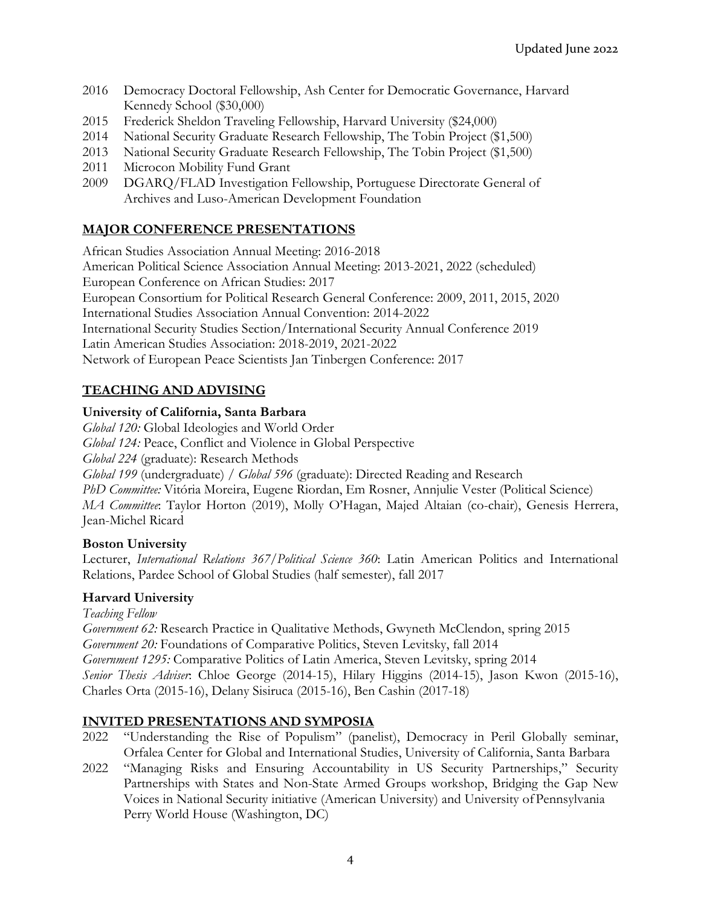2016 Democracy Doctoral Fellowship, Ash Center for Democratic Governance, Harvard Kennedy School ($30,000)
2015 Frederick Sheldon Traveling Fellowship, Harvard University ($24,000)
2014 National Security Graduate Research Fellowship, The Tobin Project ($1,500)
2013 National Security Graduate Research Fellowship, The Tobin Project ($1,500)
2011 Microcon Mobility Fund Grant
2009 DGARQ/FLAD Investigation Fellowship, Portuguese Directorate General of Archives and Luso-American Development Foundation

## MAJOR CONFERENCE PRESENTATIONS

African Studies Association Annual Meeting: 2016-2018
American Political Science Association Annual Meeting: 2013-2021, 2022 (scheduled)
European Conference on African Studies: 2017
European Consortium for Political Research General Conference: 2009, 2011, 2015, 2020
International Studies Association Annual Convention: 2014-2022
International Security Studies Section/International Security Annual Conference 2019
Latin American Studies Association: 2018-2019, 2021-2022
Network of European Peace Scientists Jan Tinbergen Conference: 2017

## TEACHING AND ADVISING

### University of California, Santa Barbara

*Global 120:* Global Ideologies and World Order
*Global 124:* Peace, Conflict and Violence in Global Perspective
*Global 224* (graduate): Research Methods
*Global 199* (undergraduate) / *Global 596* (graduate): Directed Reading and Research
*PhD Committee:* Vitória Moreira, Eugene Riordan, Em Rosner, Annjulie Vester (Political Science)
*MA Committee*: Taylor Horton (2019), Molly O'Hagan, Majed Altaian (co-chair), Genesis Herrera, Jean-Michel Ricard

### Boston University

Lecturer, *International Relations 367/Political Science 360*: Latin American Politics and International Relations, Pardee School of Global Studies (half semester), fall 2017

### Harvard University

*Teaching Fellow*
*Government 62:* Research Practice in Qualitative Methods, Gwyneth McClendon, spring 2015
*Government 20:* Foundations of Comparative Politics, Steven Levitsky, fall 2014
*Government 1295:* Comparative Politics of Latin America, Steven Levitsky, spring 2014
*Senior Thesis Adviser*: Chloe George (2014-15), Hilary Higgins (2014-15), Jason Kwon (2015-16), Charles Orta (2015-16), Delany Sisiruca (2015-16), Ben Cashin (2017-18)

## INVITED PRESENTATIONS AND SYMPOSIA

2022 "Understanding the Rise of Populism" (panelist), Democracy in Peril Globally seminar, Orfalea Center for Global and International Studies, University of California, Santa Barbara
2022 "Managing Risks and Ensuring Accountability in US Security Partnerships," Security Partnerships with States and Non-State Armed Groups workshop, Bridging the Gap New Voices in National Security initiative (American University) and University of Pennsylvania Perry World House (Washington, DC)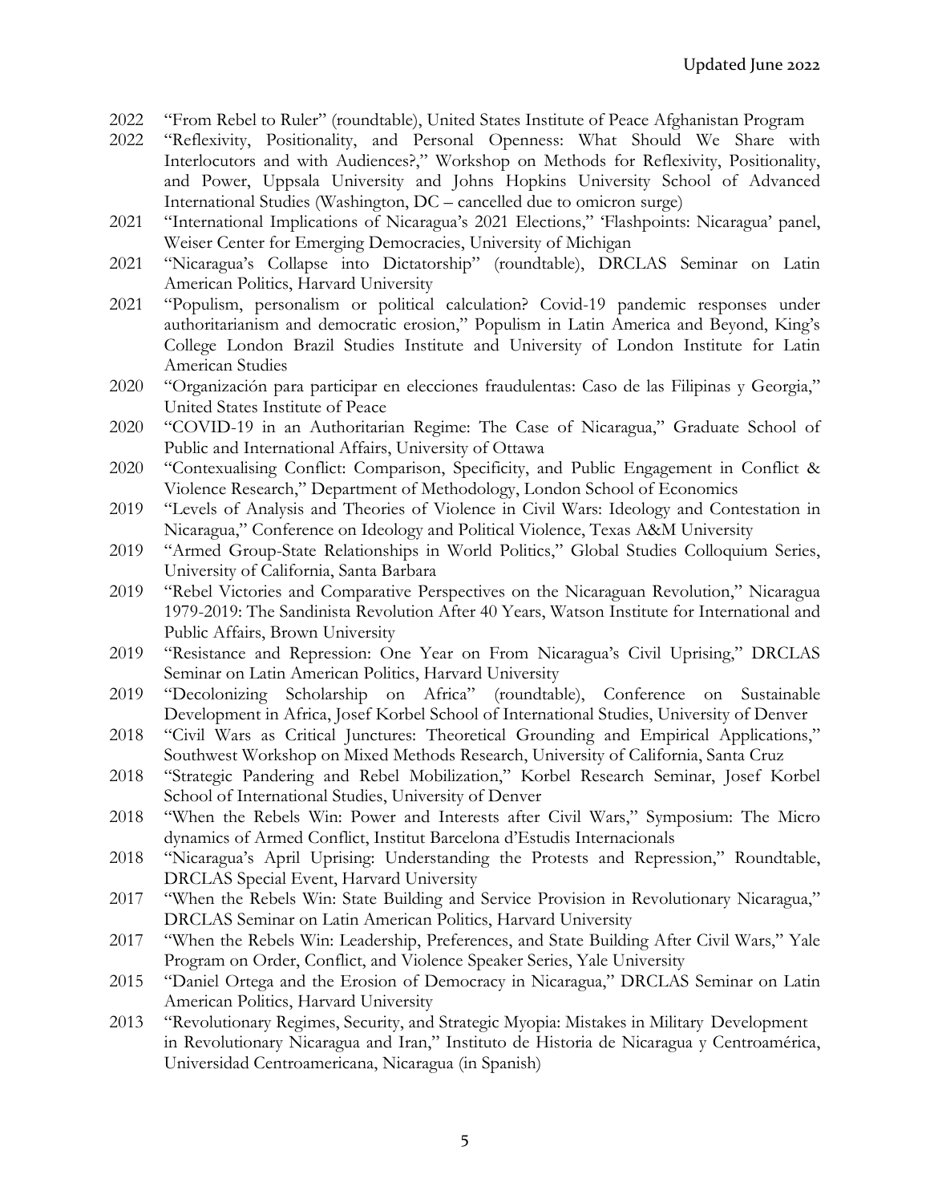2022 "From Rebel to Ruler" (roundtable), United States Institute of Peace Afghanistan Program

2022 "Reflexivity, Positionality, and Personal Openness: What Should We Share with Interlocutors and with Audiences?," Workshop on Methods for Reflexivity, Positionality, and Power, Uppsala University and Johns Hopkins University School of Advanced International Studies (Washington, DC – cancelled due to omicron surge)

2021 "International Implications of Nicaragua's 2021 Elections," 'Flashpoints: Nicaragua' panel, Weiser Center for Emerging Democracies, University of Michigan

2021 "Nicaragua's Collapse into Dictatorship" (roundtable), DRCLAS Seminar on Latin American Politics, Harvard University

2021 "Populism, personalism or political calculation? Covid-19 pandemic responses under authoritarianism and democratic erosion," Populism in Latin America and Beyond, King's College London Brazil Studies Institute and University of London Institute for Latin American Studies

2020 "Organización para participar en elecciones fraudulentas: Caso de las Filipinas y Georgia," United States Institute of Peace

2020 "COVID-19 in an Authoritarian Regime: The Case of Nicaragua," Graduate School of Public and International Affairs, University of Ottawa

2020 "Contexualising Conflict: Comparison, Specificity, and Public Engagement in Conflict & Violence Research," Department of Methodology, London School of Economics

2019 "Levels of Analysis and Theories of Violence in Civil Wars: Ideology and Contestation in Nicaragua," Conference on Ideology and Political Violence, Texas A&M University

2019 "Armed Group-State Relationships in World Politics," Global Studies Colloquium Series, University of California, Santa Barbara

2019 "Rebel Victories and Comparative Perspectives on the Nicaraguan Revolution," Nicaragua 1979-2019: The Sandinista Revolution After 40 Years, Watson Institute for International and Public Affairs, Brown University

2019 "Resistance and Repression: One Year on From Nicaragua's Civil Uprising," DRCLAS Seminar on Latin American Politics, Harvard University

2019 "Decolonizing Scholarship on Africa" (roundtable), Conference on Sustainable Development in Africa, Josef Korbel School of International Studies, University of Denver

2018 "Civil Wars as Critical Junctures: Theoretical Grounding and Empirical Applications," Southwest Workshop on Mixed Methods Research, University of California, Santa Cruz

2018 "Strategic Pandering and Rebel Mobilization," Korbel Research Seminar, Josef Korbel School of International Studies, University of Denver

2018 "When the Rebels Win: Power and Interests after Civil Wars," Symposium: The Micro dynamics of Armed Conflict, Institut Barcelona d'Estudis Internacionals

2018 "Nicaragua's April Uprising: Understanding the Protests and Repression," Roundtable, DRCLAS Special Event, Harvard University

2017 "When the Rebels Win: State Building and Service Provision in Revolutionary Nicaragua," DRCLAS Seminar on Latin American Politics, Harvard University

2017 "When the Rebels Win: Leadership, Preferences, and State Building After Civil Wars," Yale Program on Order, Conflict, and Violence Speaker Series, Yale University

2015 "Daniel Ortega and the Erosion of Democracy in Nicaragua," DRCLAS Seminar on Latin American Politics, Harvard University

2013 "Revolutionary Regimes, Security, and Strategic Myopia: Mistakes in Military Development in Revolutionary Nicaragua and Iran," Instituto de Historia de Nicaragua y Centroamérica, Universidad Centroamericana, Nicaragua (in Spanish)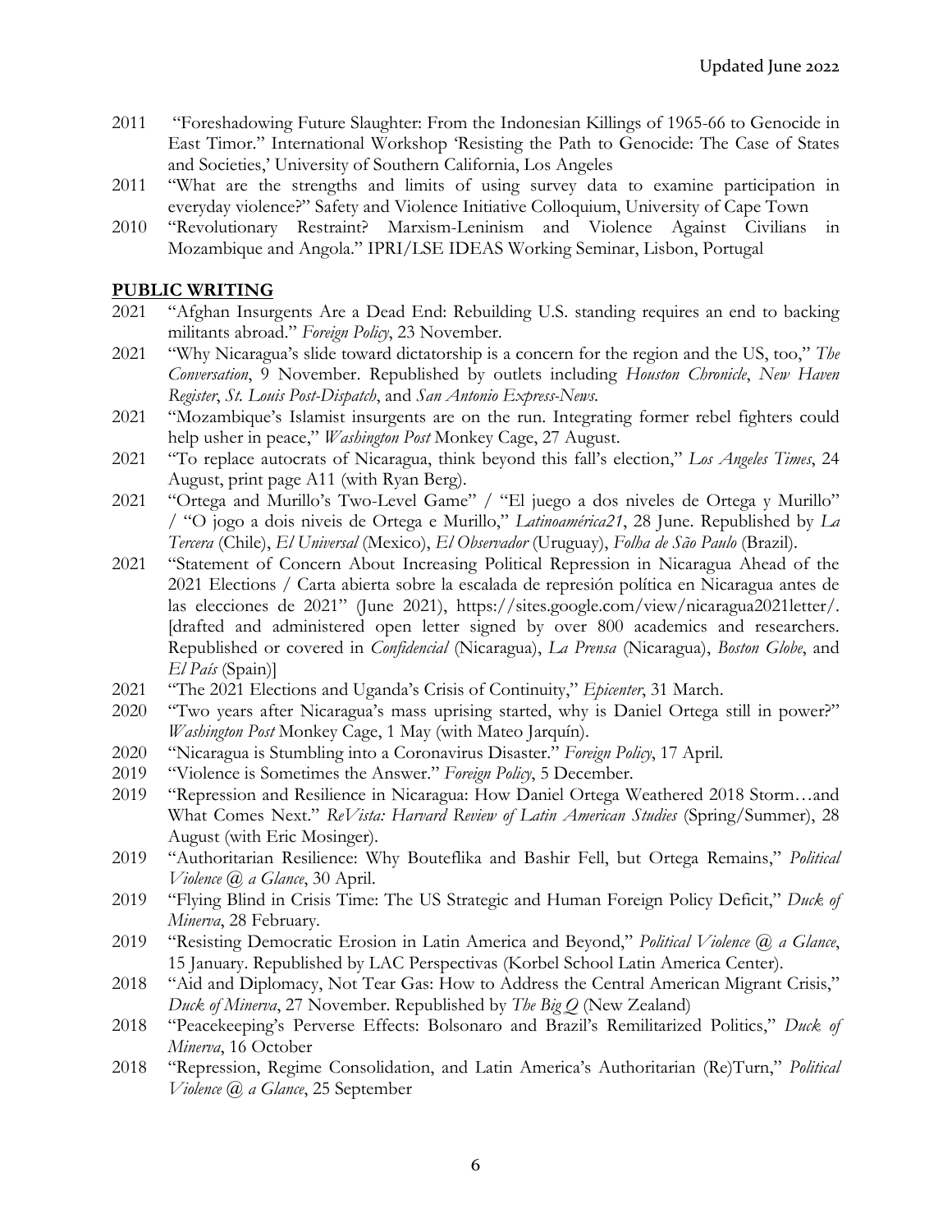2011 "Foreshadowing Future Slaughter: From the Indonesian Killings of 1965-66 to Genocide in East Timor." International Workshop 'Resisting the Path to Genocide: The Case of States and Societies,' University of Southern California, Los Angeles

2011 "What are the strengths and limits of using survey data to examine participation in everyday violence?" Safety and Violence Initiative Colloquium, University of Cape Town

2010 "Revolutionary Restraint? Marxism-Leninism and Violence Against Civilians in Mozambique and Angola." IPRI/LSE IDEAS Working Seminar, Lisbon, Portugal

## PUBLIC WRITING

2021 "Afghan Insurgents Are a Dead End: Rebuilding U.S. standing requires an end to backing militants abroad." *Foreign Policy*, 23 November.

2021 "Why Nicaragua's slide toward dictatorship is a concern for the region and the US, too," *The Conversation*, 9 November. Republished by outlets including *Houston Chronicle*, *New Haven Register*, *St. Louis Post-Dispatch*, and *San Antonio Express-News*.

2021 "Mozambique's Islamist insurgents are on the run. Integrating former rebel fighters could help usher in peace," *Washington Post* Monkey Cage, 27 August.

2021 "To replace autocrats of Nicaragua, think beyond this fall's election," *Los Angeles Times*, 24 August, print page A11 (with Ryan Berg).

2021 "Ortega and Murillo's Two-Level Game" / "El juego a dos niveles de Ortega y Murillo" / "O jogo a dois niveis de Ortega e Murillo," *Latinoamérica21*, 28 June. Republished by *La Tercera* (Chile), *El Universal* (Mexico), *El Observador* (Uruguay), *Folha de São Paulo* (Brazil).

2021 "Statement of Concern About Increasing Political Repression in Nicaragua Ahead of the 2021 Elections / Carta abierta sobre la escalada de represión política en Nicaragua antes de las elecciones de 2021" (June 2021), https://sites.google.com/view/nicaragua2021letter/. [drafted and administered open letter signed by over 800 academics and researchers. Republished or covered in *Confidencial* (Nicaragua), *La Prensa* (Nicaragua), *Boston Globe*, and *El País* (Spain)]

2021 "The 2021 Elections and Uganda's Crisis of Continuity," *Epicenter*, 31 March.

2020 "Two years after Nicaragua's mass uprising started, why is Daniel Ortega still in power?" *Washington Post* Monkey Cage, 1 May (with Mateo Jarquín).

2020 "Nicaragua is Stumbling into a Coronavirus Disaster." *Foreign Policy*, 17 April.

2019 "Violence is Sometimes the Answer." *Foreign Policy*, 5 December.

2019 "Repression and Resilience in Nicaragua: How Daniel Ortega Weathered 2018 Storm…and What Comes Next." *ReVista: Harvard Review of Latin American Studies* (Spring/Summer), 28 August (with Eric Mosinger).

2019 "Authoritarian Resilience: Why Bouteflika and Bashir Fell, but Ortega Remains," *Political Violence @ a Glance*, 30 April.

2019 "Flying Blind in Crisis Time: The US Strategic and Human Foreign Policy Deficit," *Duck of Minerva*, 28 February.

2019 "Resisting Democratic Erosion in Latin America and Beyond," *Political Violence @ a Glance*, 15 January. Republished by LAC Perspectivas (Korbel School Latin America Center).

2018 "Aid and Diplomacy, Not Tear Gas: How to Address the Central American Migrant Crisis," *Duck of Minerva*, 27 November. Republished by *The Big Q* (New Zealand)

2018 "Peacekeeping's Perverse Effects: Bolsonaro and Brazil's Remilitarized Politics," *Duck of Minerva*, 16 October

2018 "Repression, Regime Consolidation, and Latin America's Authoritarian (Re)Turn," *Political Violence @ a Glance*, 25 September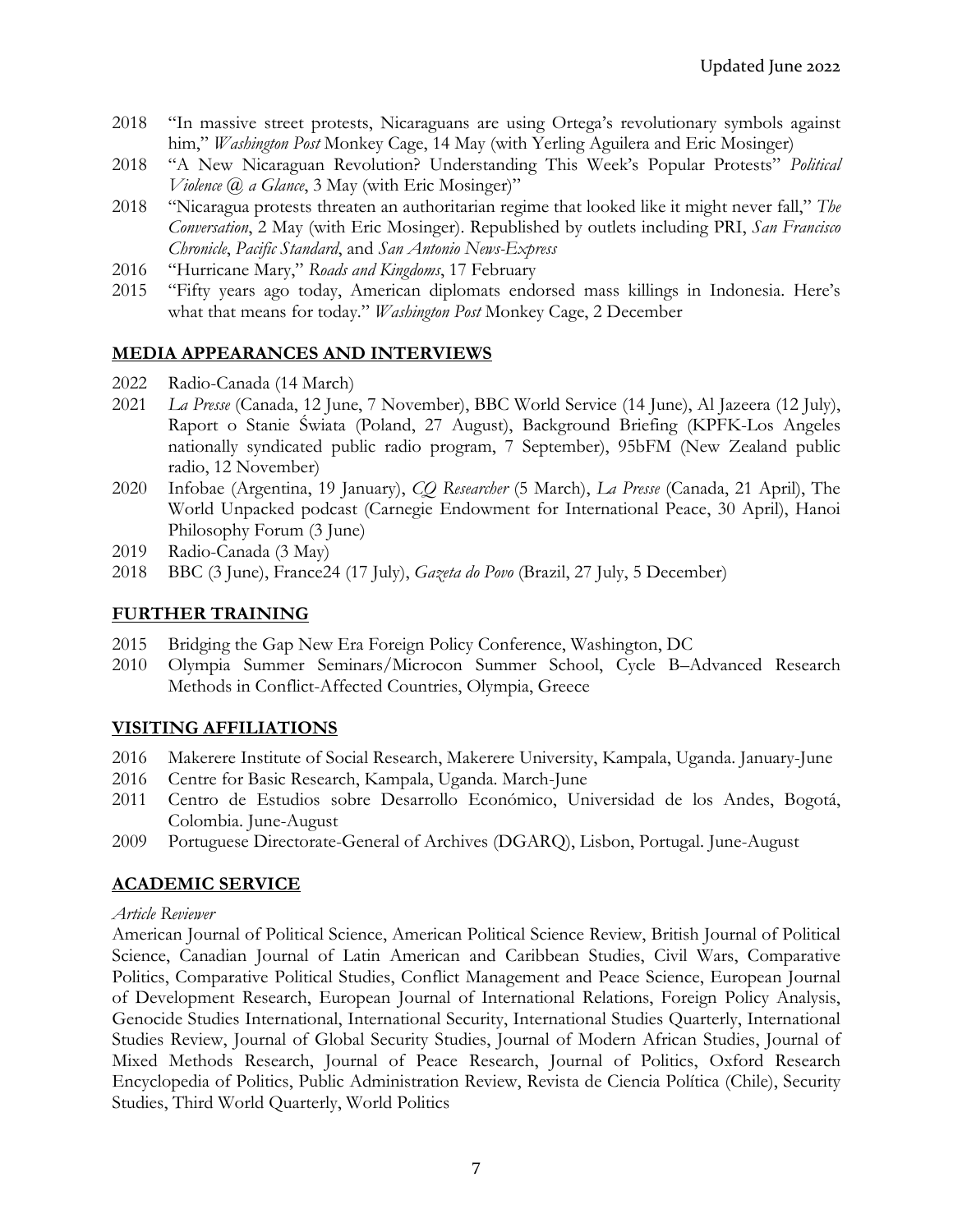- 2018 "In massive street protests, Nicaraguans are using Ortega's revolutionary symbols against him," *Washington Post* Monkey Cage, 14 May (with Yerling Aguilera and Eric Mosinger)
- 2018 "A New Nicaraguan Revolution? Understanding This Week's Popular Protests" *Political Violence @ a Glance*, 3 May (with Eric Mosinger)"
- 2018 "Nicaragua protests threaten an authoritarian regime that looked like it might never fall," *The Conversation*, 2 May (with Eric Mosinger). Republished by outlets including PRI, *San Francisco Chronicle*, *Pacific Standard*, and *San Antonio News-Express*
- 2016 "Hurricane Mary," *Roads and Kingdoms*, 17 February
- 2015 "Fifty years ago today, American diplomats endorsed mass killings in Indonesia. Here's what that means for today." *Washington Post* Monkey Cage, 2 December

## MEDIA APPEARANCES AND INTERVIEWS

- 2022 Radio-Canada (14 March)
- 2021 *La Presse* (Canada, 12 June, 7 November), BBC World Service (14 June), Al Jazeera (12 July), Raport o Stanie Świata (Poland, 27 August), Background Briefing (KPFK-Los Angeles nationally syndicated public radio program, 7 September), 95bFM (New Zealand public radio, 12 November)
- 2020 Infobae (Argentina, 19 January), *CQ Researcher* (5 March), *La Presse* (Canada, 21 April), The World Unpacked podcast (Carnegie Endowment for International Peace, 30 April), Hanoi Philosophy Forum (3 June)
- 2019 Radio-Canada (3 May)
- 2018 BBC (3 June), France24 (17 July), *Gazeta do Povo* (Brazil, 27 July, 5 December)

## FURTHER TRAINING

- 2015 Bridging the Gap New Era Foreign Policy Conference, Washington, DC
- 2010 Olympia Summer Seminars/Microcon Summer School, Cycle B–Advanced Research Methods in Conflict-Affected Countries, Olympia, Greece

## VISITING AFFILIATIONS

- 2016 Makerere Institute of Social Research, Makerere University, Kampala, Uganda. January-June
- 2016 Centre for Basic Research, Kampala, Uganda. March-June
- 2011 Centro de Estudios sobre Desarrollo Económico, Universidad de los Andes, Bogotá, Colombia. June-August
- 2009 Portuguese Directorate-General of Archives (DGARQ), Lisbon, Portugal. June-August

## ACADEMIC SERVICE

*Article Reviewer*

American Journal of Political Science, American Political Science Review, British Journal of Political Science, Canadian Journal of Latin American and Caribbean Studies, Civil Wars, Comparative Politics, Comparative Political Studies, Conflict Management and Peace Science, European Journal of Development Research, European Journal of International Relations, Foreign Policy Analysis, Genocide Studies International, International Security, International Studies Quarterly, International Studies Review, Journal of Global Security Studies, Journal of Modern African Studies, Journal of Mixed Methods Research, Journal of Peace Research, Journal of Politics, Oxford Research Encyclopedia of Politics, Public Administration Review, Revista de Ciencia Política (Chile), Security Studies, Third World Quarterly, World Politics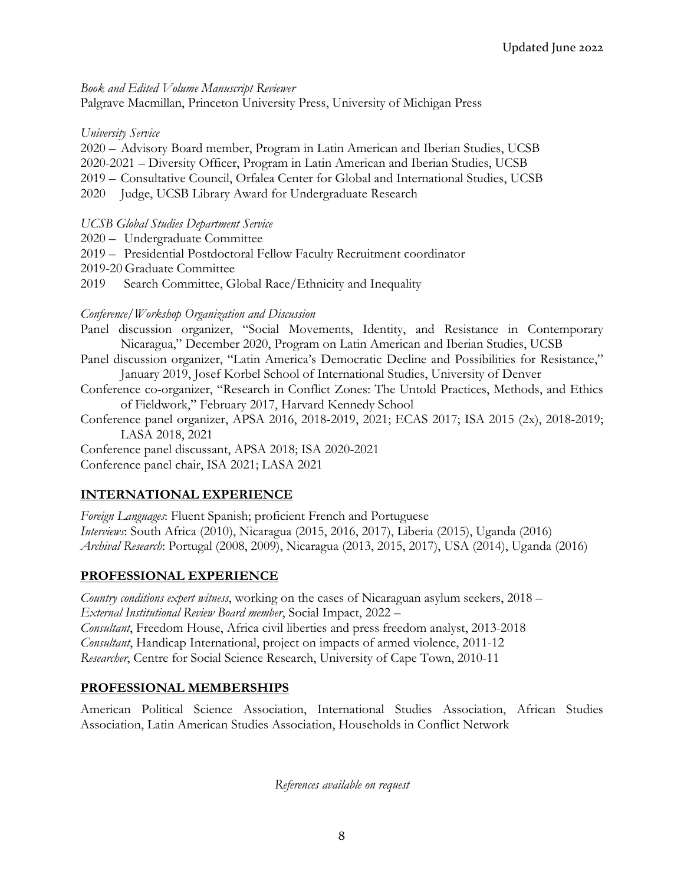*Book and Edited Volume Manuscript Reviewer*
Palgrave Macmillan, Princeton University Press, University of Michigan Press

*University Service*
2020 – Advisory Board member, Program in Latin American and Iberian Studies, UCSB
2020-2021 – Diversity Officer, Program in Latin American and Iberian Studies, UCSB
2019 – Consultative Council, Orfalea Center for Global and International Studies, UCSB
2020 Judge, UCSB Library Award for Undergraduate Research

*UCSB Global Studies Department Service*
2020 – Undergraduate Committee
2019 – Presidential Postdoctoral Fellow Faculty Recruitment coordinator
2019-20 Graduate Committee
2019 Search Committee, Global Race/Ethnicity and Inequality

*Conference/Workshop Organization and Discussion*
Panel discussion organizer, "Social Movements, Identity, and Resistance in Contemporary Nicaragua," December 2020, Program on Latin American and Iberian Studies, UCSB
Panel discussion organizer, "Latin America's Democratic Decline and Possibilities for Resistance," January 2019, Josef Korbel School of International Studies, University of Denver
Conference co-organizer, "Research in Conflict Zones: The Untold Practices, Methods, and Ethics of Fieldwork," February 2017, Harvard Kennedy School
Conference panel organizer, APSA 2016, 2018-2019, 2021; ECAS 2017; ISA 2015 (2x), 2018-2019; LASA 2018, 2021
Conference panel discussant, APSA 2018; ISA 2020-2021
Conference panel chair, ISA 2021; LASA 2021

## INTERNATIONAL EXPERIENCE

*Foreign Languages*: Fluent Spanish; proficient French and Portuguese
*Interviews*: South Africa (2010), Nicaragua (2015, 2016, 2017), Liberia (2015), Uganda (2016)
*Archival Research*: Portugal (2008, 2009), Nicaragua (2013, 2015, 2017), USA (2014), Uganda (2016)

## PROFESSIONAL EXPERIENCE

*Country conditions expert witness*, working on the cases of Nicaraguan asylum seekers, 2018 –
*External Institutional Review Board member*, Social Impact, 2022 –
*Consultant*, Freedom House, Africa civil liberties and press freedom analyst, 2013-2018
*Consultant*, Handicap International, project on impacts of armed violence, 2011-12
*Researcher*, Centre for Social Science Research, University of Cape Town, 2010-11

## PROFESSIONAL MEMBERSHIPS

American Political Science Association, International Studies Association, African Studies Association, Latin American Studies Association, Households in Conflict Network

*References available on request*